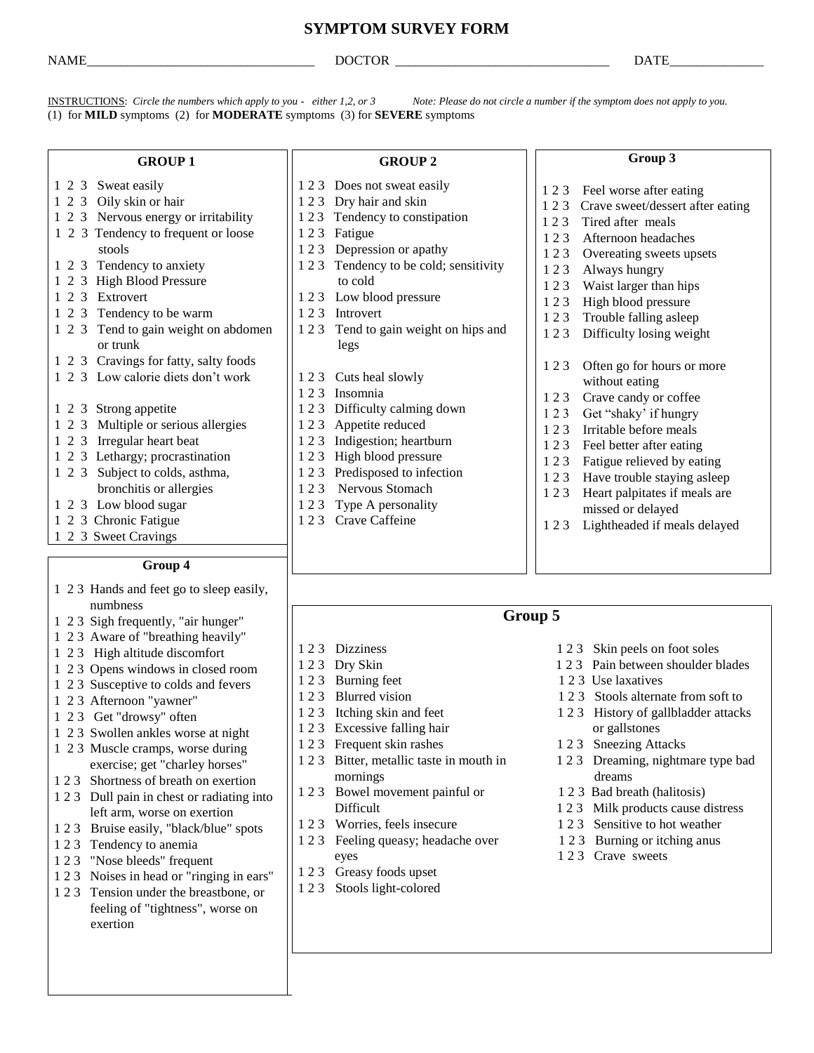# SYMPTOM SURVEY FORM

NAME_________________________________ DOCTOR _______________________________ DATE______________

INSTRUCTIONS: *Circle the numbers which apply to you - either 1,2, or 3* *Note: Please do not circle a number if the symptom does not apply to you.*
(1) for **MILD** symptoms (2) for **MODERATE** symptoms (3) for **SEVERE** symptoms

## GROUP 1

- 1 2 3 Sweat easily
- 1 2 3 Oily skin or hair
- 1 2 3 Nervous energy or irritability
- 1 2 3 Tendency to frequent or loose stools
- 1 2 3 Tendency to anxiety
- 1 2 3 High Blood Pressure
- 1 2 3 Extrovert
- 1 2 3 Tendency to be warm
- 1 2 3 Tend to gain weight on abdomen or trunk
- 1 2 3 Cravings for fatty, salty foods
- 1 2 3 Low calorie diets don't work
- 1 2 3 Strong appetite
- 1 2 3 Multiple or serious allergies
- 1 2 3 Irregular heart beat
- 1 2 3 Lethargy; procrastination
- 1 2 3 Subject to colds, asthma, bronchitis or allergies
- 1 2 3 Low blood sugar
- 1 2 3 Chronic Fatigue
- 1 2 3 Sweet Cravings

## GROUP 2

- 1 2 3 Does not sweat easily
- 1 2 3 Dry hair and skin
- 1 2 3 Tendency to constipation
- 1 2 3 Fatigue
- 1 2 3 Depression or apathy
- 1 2 3 Tendency to be cold; sensitivity to cold
- 1 2 3 Low blood pressure
- 1 2 3 Introvert
- 1 2 3 Tend to gain weight on hips and legs
- 1 2 3 Cuts heal slowly
- 1 2 3 Insomnia
- 1 2 3 Difficulty calming down
- 1 2 3 Appetite reduced
- 1 2 3 Indigestion; heartburn
- 1 2 3 High blood pressure
- 1 2 3 Predisposed to infection
- 1 2 3 Nervous Stomach
- 1 2 3 Type A personality
- 1 2 3 Crave Caffeine

## Group 3

- 1 2 3 Feel worse after eating
- 1 2 3 Crave sweet/dessert after eating
- 1 2 3 Tired after meals
- 1 2 3 Afternoon headaches
- 1 2 3 Overeating sweets upsets
- 1 2 3 Always hungry
- 1 2 3 Waist larger than hips
- 1 2 3 High blood pressure
- 1 2 3 Trouble falling asleep
- 1 2 3 Difficulty losing weight
- 1 2 3 Often go for hours or more without eating
- 1 2 3 Crave candy or coffee
- 1 2 3 Get "shaky' if hungry
- 1 2 3 Irritable before meals
- 1 2 3 Feel better after eating
- 1 2 3 Fatigue relieved by eating
- 1 2 3 Have trouble staying asleep
- 1 2 3 Heart palpitates if meals are missed or delayed
- 1 2 3 Lightheaded if meals delayed

## Group 4

- 1 2 3 Hands and feet go to sleep easily, numbness
- 1 2 3 Sigh frequently, "air hunger"
- 1 2 3 Aware of "breathing heavily"
- 1 2 3 High altitude discomfort
- 1 2 3 Opens windows in closed room
- 1 2 3 Susceptive to colds and fevers
- 1 2 3 Afternoon "yawner"
- 1 2 3 Get "drowsy" often
- 1 2 3 Swollen ankles worse at night
- 1 2 3 Muscle cramps, worse during exercise; get "charley horses"
- 1 2 3 Shortness of breath on exertion
- 1 2 3 Dull pain in chest or radiating into left arm, worse on exertion
- 1 2 3 Bruise easily, "black/blue" spots
- 1 2 3 Tendency to anemia
- 1 2 3 "Nose bleeds" frequent
- 1 2 3 Noises in head or "ringing in ears"
- 1 2 3 Tension under the breastbone, or feeling of "tightness", worse on exertion

## Group 5

- 1 2 3 Dizziness
- 1 2 3 Dry Skin
- 1 2 3 Burning feet
- 1 2 3 Blurred vision
- 1 2 3 Itching skin and feet
- 1 2 3 Excessive falling hair
- 1 2 3 Frequent skin rashes
- 1 2 3 Bitter, metallic taste in mouth in mornings
- 1 2 3 Bowel movement painful or Difficult
- 1 2 3 Worries, feels insecure
- 1 2 3 Feeling queasy; headache over eyes
- 1 2 3 Greasy foods upset
- 1 2 3 Stools light-colored
- 1 2 3 Skin peels on foot soles
- 1 2 3 Pain between shoulder blades
- 1 2 3 Use laxatives
- 1 2 3 Stools alternate from soft to
- 1 2 3 History of gallbladder attacks or gallstones
- 1 2 3 Sneezing Attacks
- 1 2 3 Dreaming, nightmare type bad dreams
- 1 2 3 Bad breath (halitosis)
- 1 2 3 Milk products cause distress
- 1 2 3 Sensitive to hot weather
- 1 2 3 Burning or itching anus
- 1 2 3 Crave sweets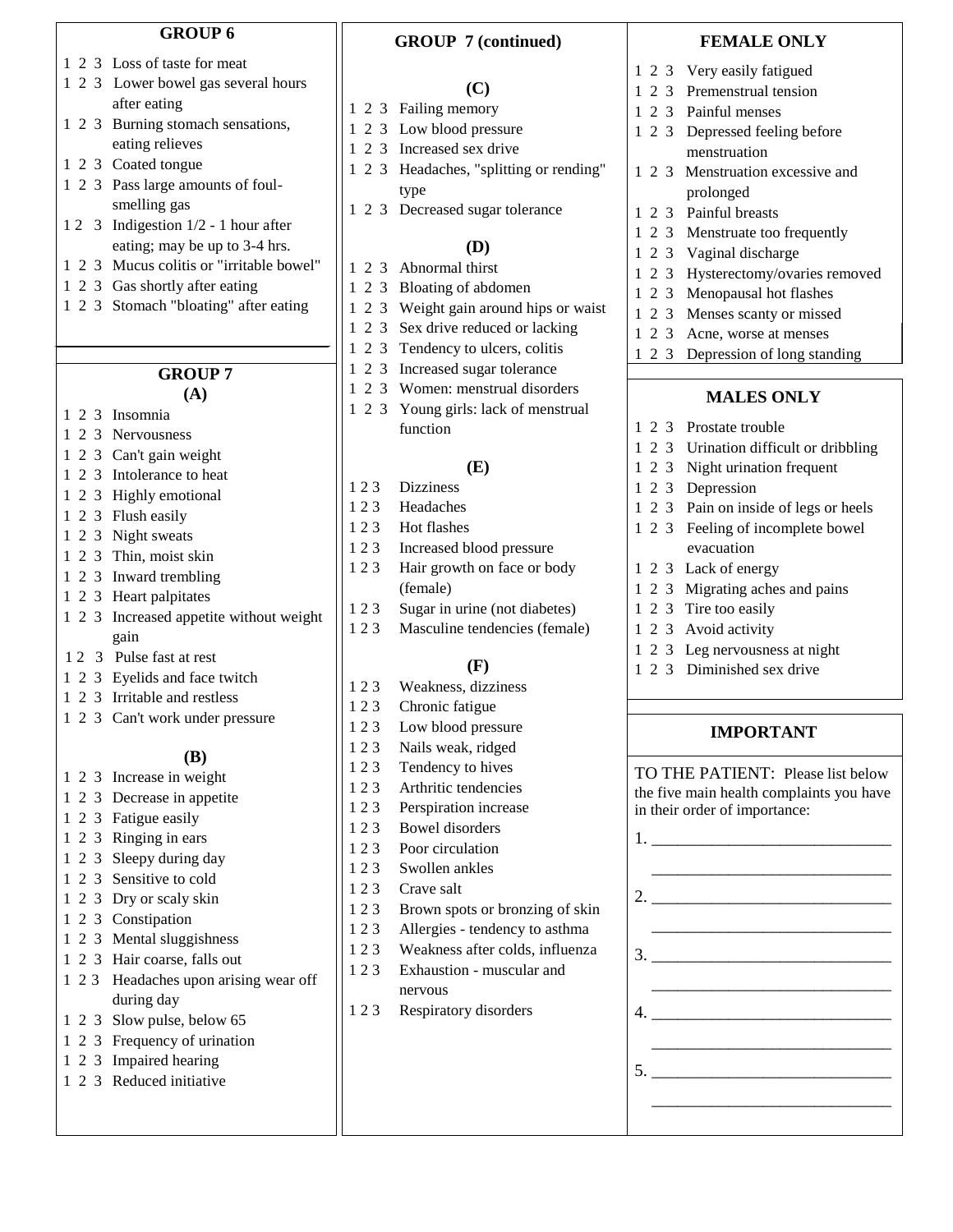## GROUP 6

- 1 2 3 Loss of taste for meat
- 1 2 3 Lower bowel gas several hours after eating
- 1 2 3 Burning stomach sensations, eating relieves
- 1 2 3 Coated tongue
- 1 2 3 Pass large amounts of foul-smelling gas
- 1 2 3 Indigestion 1/2 - 1 hour after eating; may be up to 3-4 hrs.
- 1 2 3 Mucus colitis or "irritable bowel"
- 1 2 3 Gas shortly after eating
- 1 2 3 Stomach "bloating" after eating

## GROUP 7

### (A)

- 1 2 3 Insomnia
- 1 2 3 Nervousness
- 1 2 3 Can't gain weight
- 1 2 3 Intolerance to heat
- 1 2 3 Highly emotional
- 1 2 3 Flush easily
- 1 2 3 Night sweats
- 1 2 3 Thin, moist skin
- 1 2 3 Inward trembling
- 1 2 3 Heart palpitates
- 1 2 3 Increased appetite without weight gain
- 1 2 3 Pulse fast at rest
- 1 2 3 Eyelids and face twitch
- 1 2 3 Irritable and restless
- 1 2 3 Can't work under pressure

### (B)

- 1 2 3 Increase in weight
- 1 2 3 Decrease in appetite
- 1 2 3 Fatigue easily
- 1 2 3 Ringing in ears
- 1 2 3 Sleepy during day
- 1 2 3 Sensitive to cold
- 1 2 3 Dry or scaly skin
- 1 2 3 Constipation
- 1 2 3 Mental sluggishness
- 1 2 3 Hair coarse, falls out
- 1 2 3 Headaches upon arising wear off during day
- 1 2 3 Slow pulse, below 65
- 1 2 3 Frequency of urination
- 1 2 3 Impaired hearing
- 1 2 3 Reduced initiative

## GROUP 7 (continued)

### (C)

- 1 2 3 Failing memory
- 1 2 3 Low blood pressure
- 1 2 3 Increased sex drive
- 1 2 3 Headaches, "splitting or rending" type
- 1 2 3 Decreased sugar tolerance

### (D)

- 1 2 3 Abnormal thirst
- 1 2 3 Bloating of abdomen
- 1 2 3 Weight gain around hips or waist
- 1 2 3 Sex drive reduced or lacking
- 1 2 3 Tendency to ulcers, colitis
- 1 2 3 Increased sugar tolerance
- 1 2 3 Women: menstrual disorders
- 1 2 3 Young girls: lack of menstrual function

### (E)

- 1 2 3 Dizziness
- 1 2 3 Headaches
- 1 2 3 Hot flashes
- 1 2 3 Increased blood pressure
- 1 2 3 Hair growth on face or body (female)
- 1 2 3 Sugar in urine (not diabetes)
- 1 2 3 Masculine tendencies (female)

### (F)

- 1 2 3 Weakness, dizziness
- 1 2 3 Chronic fatigue
- 1 2 3 Low blood pressure
- 1 2 3 Nails weak, ridged
- 1 2 3 Tendency to hives
- 1 2 3 Arthritic tendencies
- 1 2 3 Perspiration increase
- 1 2 3 Bowel disorders
- 1 2 3 Poor circulation
- 1 2 3 Swollen ankles
- 1 2 3 Crave salt
- 1 2 3 Brown spots or bronzing of skin
- 1 2 3 Allergies - tendency to asthma
- 1 2 3 Weakness after colds, influenza
- 1 2 3 Exhaustion - muscular and nervous
- 1 2 3 Respiratory disorders

## FEMALE ONLY

- 1 2 3 Very easily fatigued
- 1 2 3 Premenstrual tension
- 1 2 3 Painful menses
- 1 2 3 Depressed feeling before menstruation
- 1 2 3 Menstruation excessive and prolonged
- 1 2 3 Painful breasts
- 1 2 3 Menstruate too frequently
- 1 2 3 Vaginal discharge
- 1 2 3 Hysterectomy/ovaries removed
- 1 2 3 Menopausal hot flashes
- 1 2 3 Menses scanty or missed
- 1 2 3 Acne, worse at menses
- 1 2 3 Depression of long standing

## MALES ONLY

- 1 2 3 Prostate trouble
- 1 2 3 Urination difficult or dribbling
- 1 2 3 Night urination frequent
- 1 2 3 Depression
- 1 2 3 Pain on inside of legs or heels
- 1 2 3 Feeling of incomplete bowel evacuation
- 1 2 3 Lack of energy
- 1 2 3 Migrating aches and pains
- 1 2 3 Tire too easily
- 1 2 3 Avoid activity
- 1 2 3 Leg nervousness at night
- 1 2 3 Diminished sex drive

## IMPORTANT

TO THE PATIENT: Please list below the five main health complaints you have in their order of importance:

1. ____________________________

   ____________________________

2. ____________________________

   ____________________________

3. ____________________________

   ____________________________

4. ____________________________

   ____________________________

5. ____________________________

   ____________________________